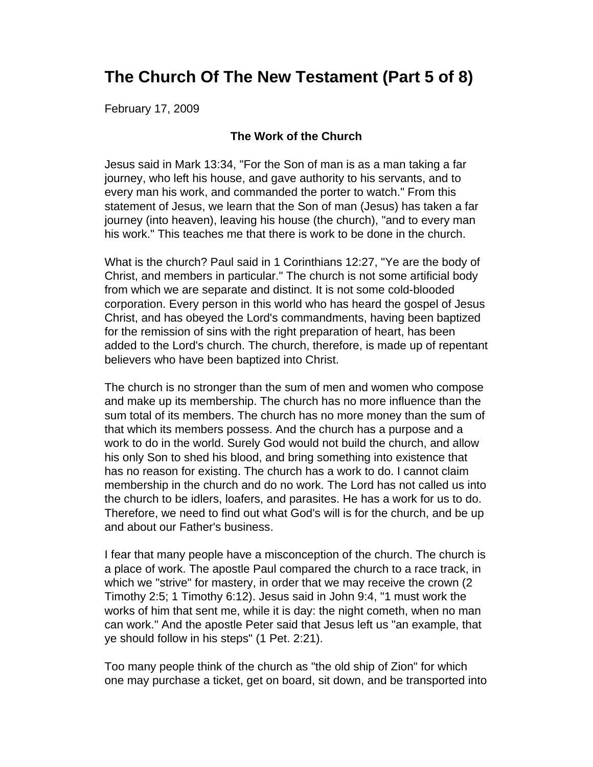# The Church Of The New Testament (Part 5 of 8)

February 17, 2009

**The Work of the Church**

Jesus said in Mark 13:34, "For the Son of man is as a man taking a far journey, who left his house, and gave authority to his servants, and to every man his work, and commanded the porter to watch." From this statement of Jesus, we learn that the Son of man (Jesus) has taken a far journey (into heaven), leaving his house (the church), "and to every man his work." This teaches me that there is work to be done in the church.

What is the church? Paul said in 1 Corinthians 12:27, "Ye are the body of Christ, and members in particular." The church is not some artificial body from which we are separate and distinct. It is not some cold-blooded corporation. Every person in this world who has heard the gospel of Jesus Christ, and has obeyed the Lord's commandments, having been baptized for the remission of sins with the right preparation of heart, has been added to the Lord's church. The church, therefore, is made up of repentant believers who have been baptized into Christ.

The church is no stronger than the sum of men and women who compose and make up its membership. The church has no more influence than the sum total of its members. The church has no more money than the sum of that which its members possess. And the church has a purpose and a work to do in the world. Surely God would not build the church, and allow his only Son to shed his blood, and bring something into existence that has no reason for existing. The church has a work to do. I cannot claim membership in the church and do no work. The Lord has not called us into the church to be idlers, loafers, and parasites. He has a work for us to do. Therefore, we need to find out what God's will is for the church, and be up and about our Father's business.

I fear that many people have a misconception of the church. The church is a place of work. The apostle Paul compared the church to a race track, in which we "strive" for mastery, in order that we may receive the crown (2 Timothy 2:5; 1 Timothy 6:12). Jesus said in John 9:4, "1 must work the works of him that sent me, while it is day: the night cometh, when no man can work." And the apostle Peter said that Jesus left us "an example, that ye should follow in his steps" (1 Pet. 2:21).

Too many people think of the church as "the old ship of Zion" for which one may purchase a ticket, get on board, sit down, and be transported into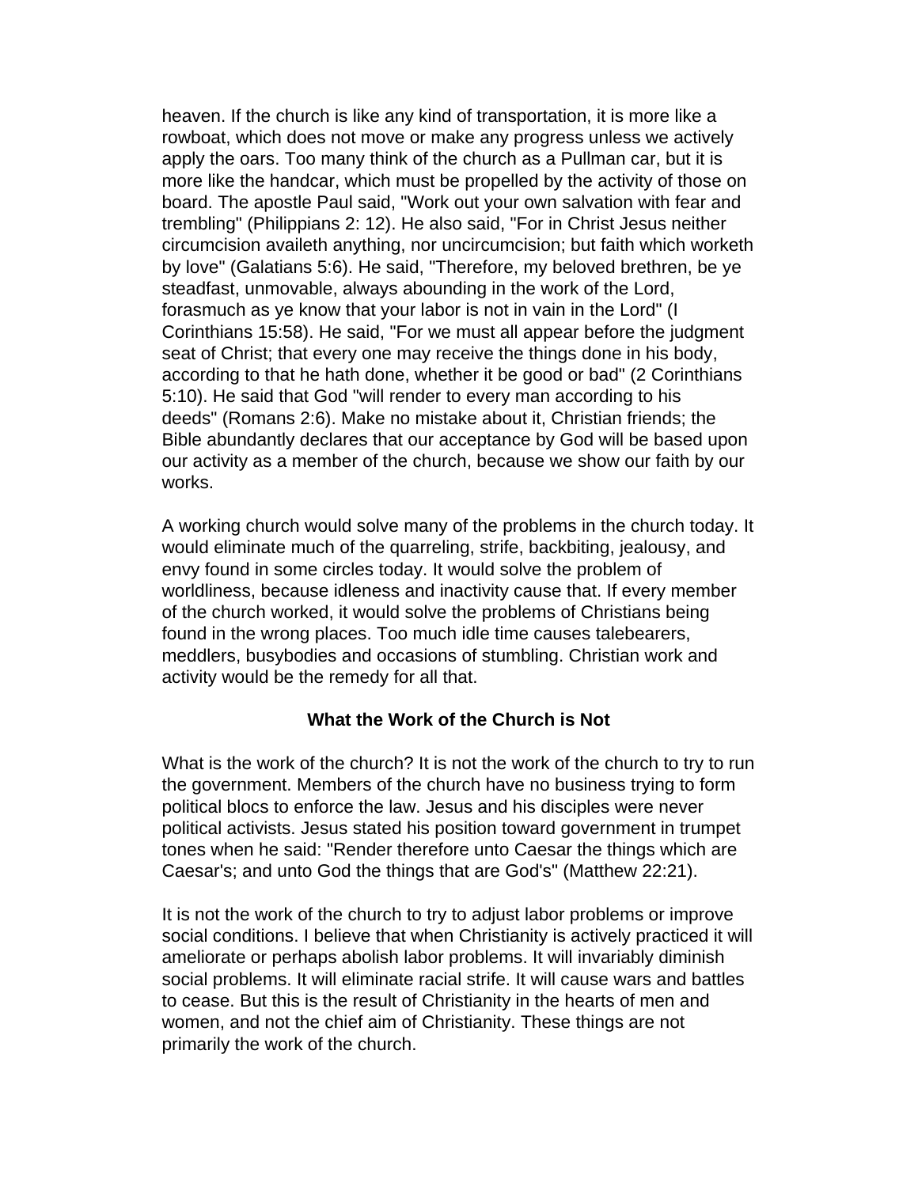heaven. If the church is like any kind of transportation, it is more like a rowboat, which does not move or make any progress unless we actively apply the oars. Too many think of the church as a Pullman car, but it is more like the handcar, which must be propelled by the activity of those on board. The apostle Paul said, "Work out your own salvation with fear and trembling" (Philippians 2: 12). He also said, "For in Christ Jesus neither circumcision availeth anything, nor uncircumcision; but faith which worketh by love" (Galatians 5:6). He said, "Therefore, my beloved brethren, be ye steadfast, unmovable, always abounding in the work of the Lord, forasmuch as ye know that your labor is not in vain in the Lord" (I Corinthians 15:58). He said, "For we must all appear before the judgment seat of Christ; that every one may receive the things done in his body, according to that he hath done, whether it be good or bad" (2 Corinthians 5:10). He said that God "will render to every man according to his deeds" (Romans 2:6). Make no mistake about it, Christian friends; the Bible abundantly declares that our acceptance by God will be based upon our activity as a member of the church, because we show our faith by our works.

A working church would solve many of the problems in the church today. It would eliminate much of the quarreling, strife, backbiting, jealousy, and envy found in some circles today. It would solve the problem of worldliness, because idleness and inactivity cause that. If every member of the church worked, it would solve the problems of Christians being found in the wrong places. Too much idle time causes talebearers, meddlers, busybodies and occasions of stumbling. Christian work and activity would be the remedy for all that.

### What the Work of the Church is Not

What is the work of the church? It is not the work of the church to try to run the government. Members of the church have no business trying to form political blocs to enforce the law. Jesus and his disciples were never political activists. Jesus stated his position toward government in trumpet tones when he said: "Render therefore unto Caesar the things which are Caesar's; and unto God the things that are God's" (Matthew 22:21).

It is not the work of the church to try to adjust labor problems or improve social conditions. I believe that when Christianity is actively practiced it will ameliorate or perhaps abolish labor problems. It will invariably diminish social problems. It will eliminate racial strife. It will cause wars and battles to cease. But this is the result of Christianity in the hearts of men and women, and not the chief aim of Christianity. These things are not primarily the work of the church.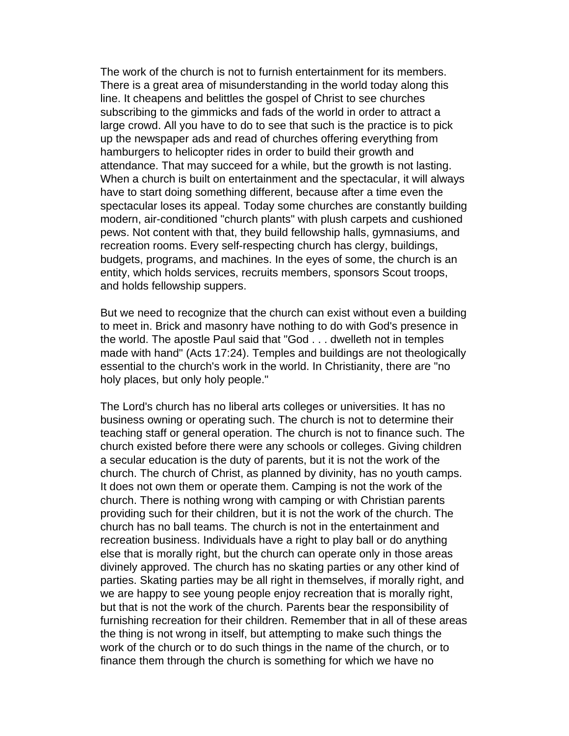The work of the church is not to furnish entertainment for its members. There is a great area of misunderstanding in the world today along this line. It cheapens and belittles the gospel of Christ to see churches subscribing to the gimmicks and fads of the world in order to attract a large crowd. All you have to do to see that such is the practice is to pick up the newspaper ads and read of churches offering everything from hamburgers to helicopter rides in order to build their growth and attendance. That may succeed for a while, but the growth is not lasting. When a church is built on entertainment and the spectacular, it will always have to start doing something different, because after a time even the spectacular loses its appeal. Today some churches are constantly building modern, air-conditioned "church plants" with plush carpets and cushioned pews. Not content with that, they build fellowship halls, gymnasiums, and recreation rooms. Every self-respecting church has clergy, buildings, budgets, programs, and machines. In the eyes of some, the church is an entity, which holds services, recruits members, sponsors Scout troops, and holds fellowship suppers.

But we need to recognize that the church can exist without even a building to meet in. Brick and masonry have nothing to do with God's presence in the world. The apostle Paul said that "God . . . dwelleth not in temples made with hand" (Acts 17:24). Temples and buildings are not theologically essential to the church's work in the world. In Christianity, there are "no holy places, but only holy people."

The Lord's church has no liberal arts colleges or universities. It has no business owning or operating such. The church is not to determine their teaching staff or general operation. The church is not to finance such. The church existed before there were any schools or colleges. Giving children a secular education is the duty of parents, but it is not the work of the church. The church of Christ, as planned by divinity, has no youth camps. It does not own them or operate them. Camping is not the work of the church. There is nothing wrong with camping or with Christian parents providing such for their children, but it is not the work of the church. The church has no ball teams. The church is not in the entertainment and recreation business. Individuals have a right to play ball or do anything else that is morally right, but the church can operate only in those areas divinely approved. The church has no skating parties or any other kind of parties. Skating parties may be all right in themselves, if morally right, and we are happy to see young people enjoy recreation that is morally right, but that is not the work of the church. Parents bear the responsibility of furnishing recreation for their children. Remember that in all of these areas the thing is not wrong in itself, but attempting to make such things the work of the church or to do such things in the name of the church, or to finance them through the church is something for which we have no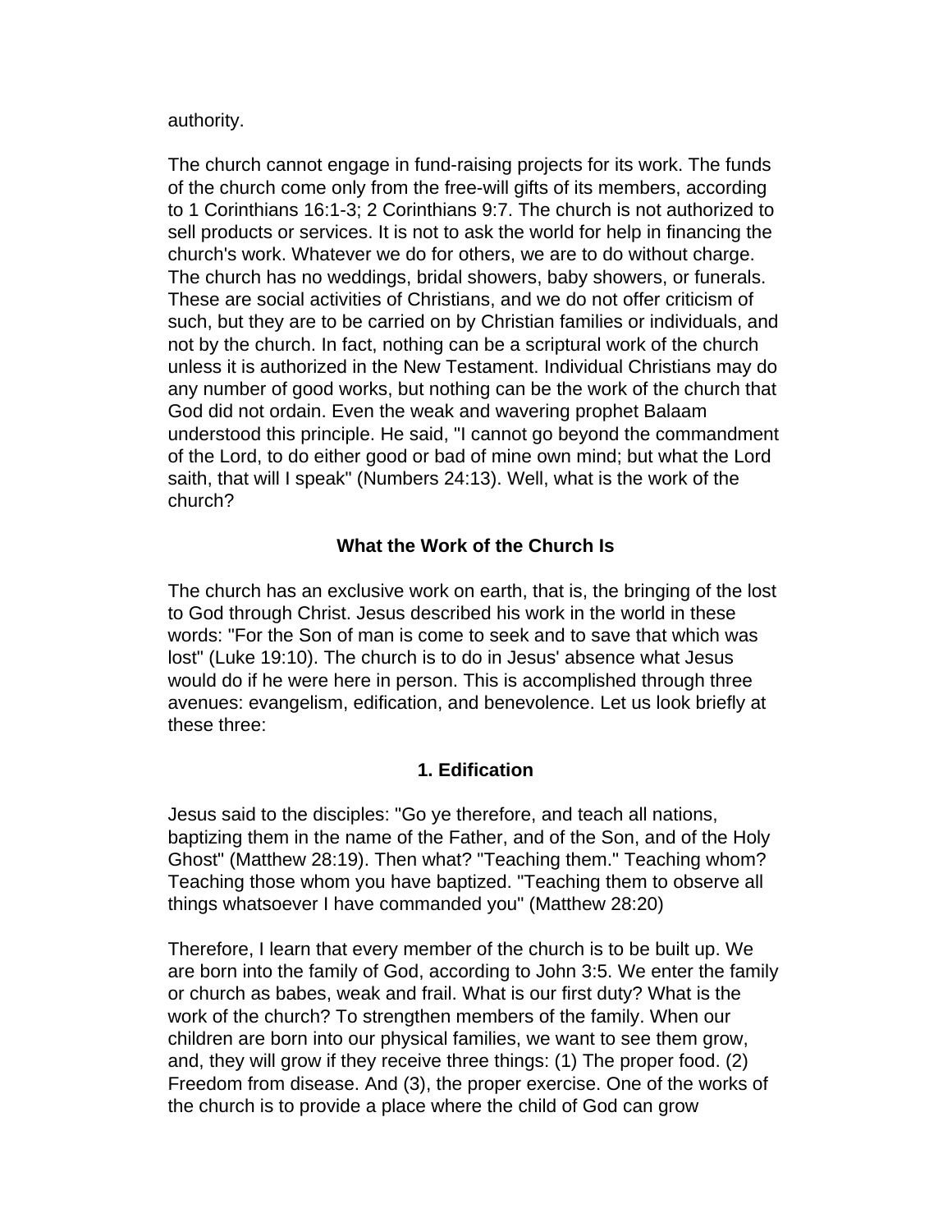authority.

The church cannot engage in fund-raising projects for its work. The funds of the church come only from the free-will gifts of its members, according to 1 Corinthians 16:1-3; 2 Corinthians 9:7. The church is not authorized to sell products or services. It is not to ask the world for help in financing the church's work. Whatever we do for others, we are to do without charge. The church has no weddings, bridal showers, baby showers, or funerals. These are social activities of Christians, and we do not offer criticism of such, but they are to be carried on by Christian families or individuals, and not by the church. In fact, nothing can be a scriptural work of the church unless it is authorized in the New Testament. Individual Christians may do any number of good works, but nothing can be the work of the church that God did not ordain. Even the weak and wavering prophet Balaam understood this principle. He said, "I cannot go beyond the commandment of the Lord, to do either good or bad of mine own mind; but what the Lord saith, that will I speak" (Numbers 24:13). Well, what is the work of the church?

## What the Work of the Church Is

The church has an exclusive work on earth, that is, the bringing of the lost to God through Christ. Jesus described his work in the world in these words: "For the Son of man is come to seek and to save that which was lost" (Luke 19:10). The church is to do in Jesus' absence what Jesus would do if he were here in person. This is accomplished through three avenues: evangelism, edification, and benevolence. Let us look briefly at these three:

### 1. Edification

Jesus said to the disciples: "Go ye therefore, and teach all nations, baptizing them in the name of the Father, and of the Son, and of the Holy Ghost" (Matthew 28:19). Then what? "Teaching them." Teaching whom? Teaching those whom you have baptized. "Teaching them to observe all things whatsoever I have commanded you" (Matthew 28:20)

Therefore, I learn that every member of the church is to be built up. We are born into the family of God, according to John 3:5. We enter the family or church as babes, weak and frail. What is our first duty? What is the work of the church? To strengthen members of the family. When our children are born into our physical families, we want to see them grow, and, they will grow if they receive three things: (1) The proper food. (2) Freedom from disease. And (3), the proper exercise. One of the works of the church is to provide a place where the child of God can grow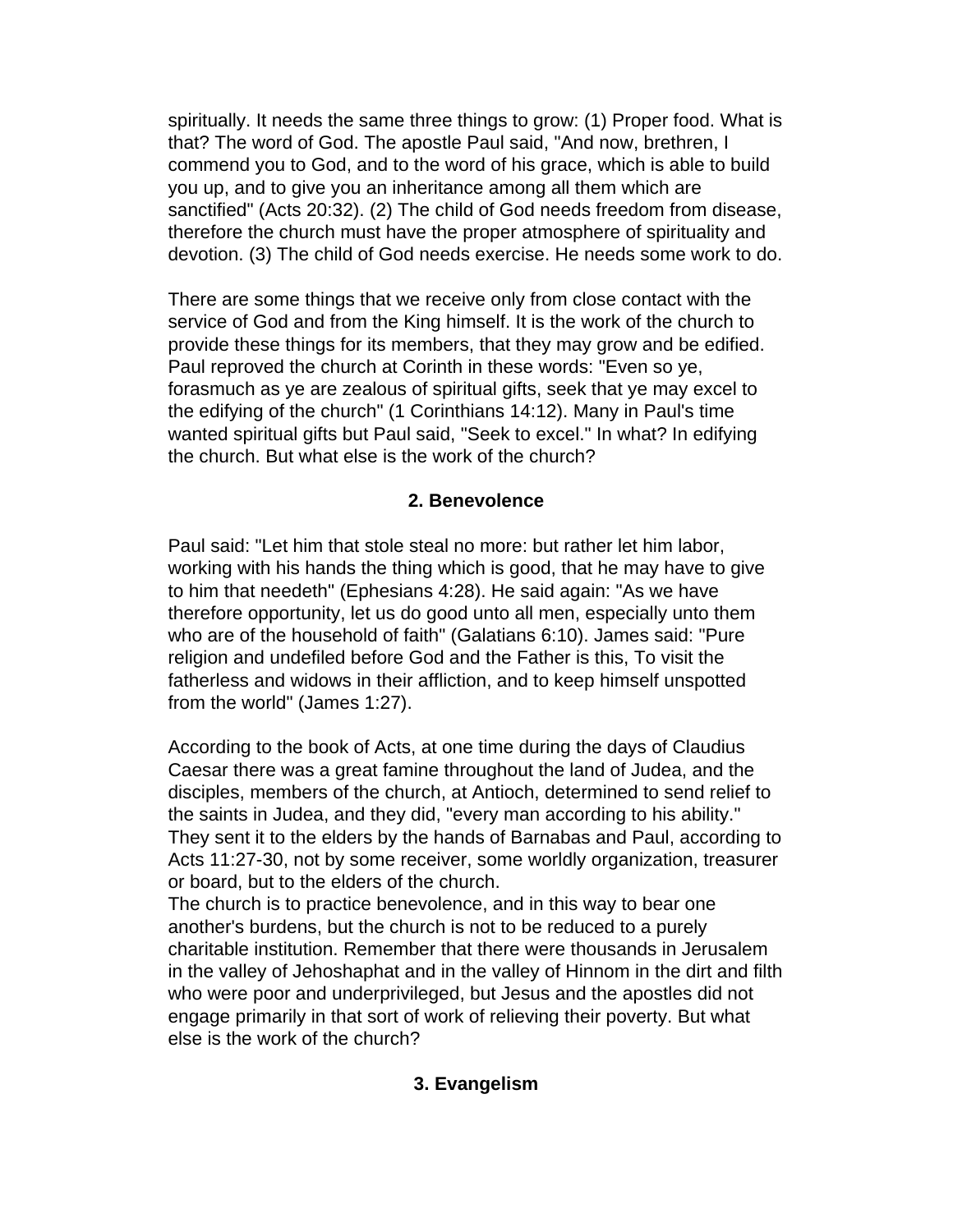spiritually. It needs the same three things to grow: (1) Proper food. What is that? The word of God. The apostle Paul said, "And now, brethren, I commend you to God, and to the word of his grace, which is able to build you up, and to give you an inheritance among all them which are sanctified" (Acts 20:32). (2) The child of God needs freedom from disease, therefore the church must have the proper atmosphere of spirituality and devotion. (3) The child of God needs exercise. He needs some work to do.

There are some things that we receive only from close contact with the service of God and from the King himself. It is the work of the church to provide these things for its members, that they may grow and be edified. Paul reproved the church at Corinth in these words: "Even so ye, forasmuch as ye are zealous of spiritual gifts, seek that ye may excel to the edifying of the church" (1 Corinthians 14:12). Many in Paul's time wanted spiritual gifts but Paul said, "Seek to excel." In what? In edifying the church. But what else is the work of the church?

### 2. Benevolence

Paul said: "Let him that stole steal no more: but rather let him labor, working with his hands the thing which is good, that he may have to give to him that needeth" (Ephesians 4:28). He said again: "As we have therefore opportunity, let us do good unto all men, especially unto them who are of the household of faith" (Galatians 6:10). James said: "Pure religion and undefiled before God and the Father is this, To visit the fatherless and widows in their affliction, and to keep himself unspotted from the world" (James 1:27).

According to the book of Acts, at one time during the days of Claudius Caesar there was a great famine throughout the land of Judea, and the disciples, members of the church, at Antioch, determined to send relief to the saints in Judea, and they did, "every man according to his ability." They sent it to the elders by the hands of Barnabas and Paul, according to Acts 11:27-30, not by some receiver, some worldly organization, treasurer or board, but to the elders of the church.
The church is to practice benevolence, and in this way to bear one another's burdens, but the church is not to be reduced to a purely charitable institution. Remember that there were thousands in Jerusalem in the valley of Jehoshaphat and in the valley of Hinnom in the dirt and filth who were poor and underprivileged, but Jesus and the apostles did not engage primarily in that sort of work of relieving their poverty. But what else is the work of the church?

### 3. Evangelism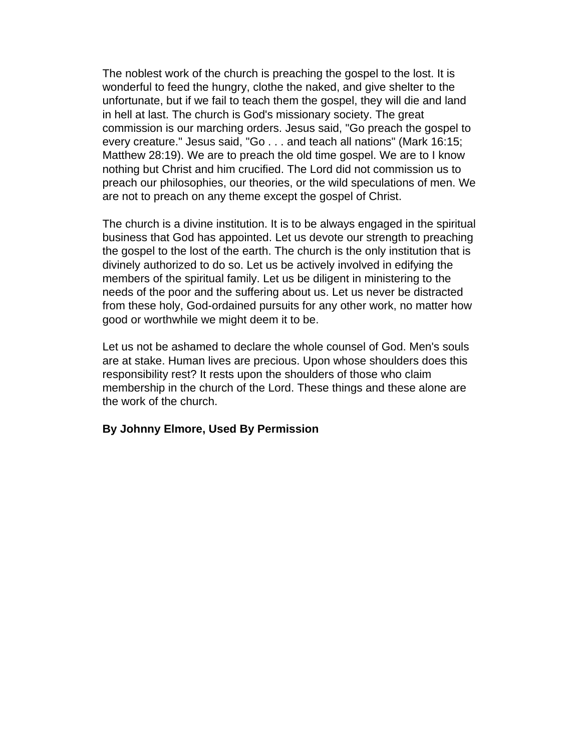The noblest work of the church is preaching the gospel to the lost. It is wonderful to feed the hungry, clothe the naked, and give shelter to the unfortunate, but if we fail to teach them the gospel, they will die and land in hell at last. The church is God's missionary society. The great commission is our marching orders. Jesus said, "Go preach the gospel to every creature." Jesus said, "Go . . . and teach all nations" (Mark 16:15; Matthew 28:19). We are to preach the old time gospel. We are to I know nothing but Christ and him crucified. The Lord did not commission us to preach our philosophies, our theories, or the wild speculations of men. We are not to preach on any theme except the gospel of Christ.

The church is a divine institution. It is to be always engaged in the spiritual business that God has appointed. Let us devote our strength to preaching the gospel to the lost of the earth. The church is the only institution that is divinely authorized to do so. Let us be actively involved in edifying the members of the spiritual family. Let us be diligent in ministering to the needs of the poor and the suffering about us. Let us never be distracted from these holy, God-ordained pursuits for any other work, no matter how good or worthwhile we might deem it to be.

Let us not be ashamed to declare the whole counsel of God. Men's souls are at stake. Human lives are precious. Upon whose shoulders does this responsibility rest? It rests upon the shoulders of those who claim membership in the church of the Lord. These things and these alone are the work of the church.

**By Johnny Elmore, Used By Permission**